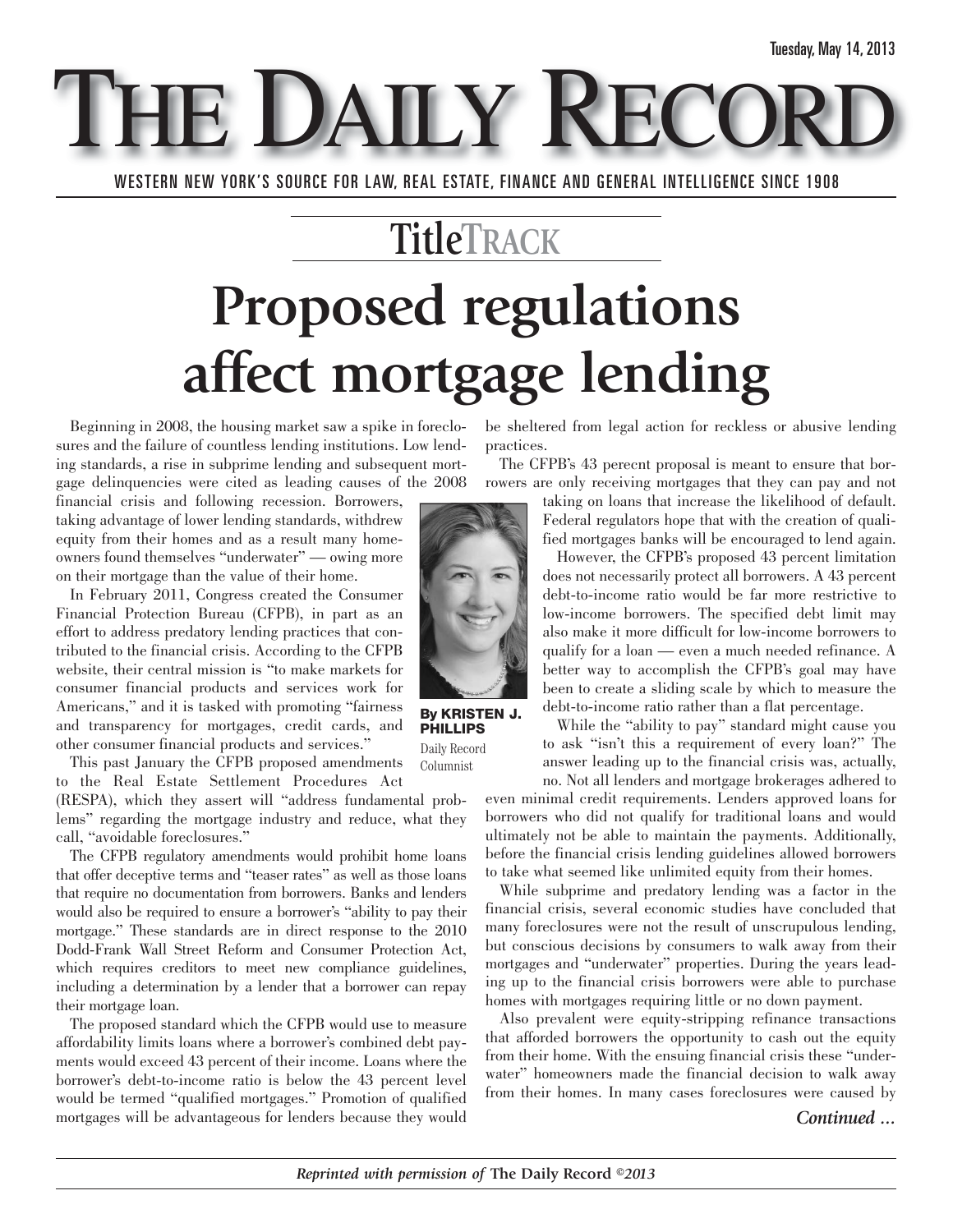Tuesday, May 14, 2013

# THE DAILY RECORD

WESTERN NEW YORK'S SOURCE FOR LAW, REAL ESTATE, FINANCE AND GENERAL INTELLIGENCE SINCE 1908

## TitleTRACK

# Proposed regulations affect mortgage lending

**By KRISTEN J. PHILLIPS**
Daily Record Columnist

Beginning in 2008, the housing market saw a spike in foreclosures and the failure of countless lending institutions. Low lending standards, a rise in subprime lending and subsequent mortgage delinquencies were cited as leading causes of the 2008 financial crisis and following recession. Borrowers, taking advantage of lower lending standards, withdrew equity from their homes and as a result many homeowners found themselves "underwater" — owing more on their mortgage than the value of their home.

In February 2011, Congress created the Consumer Financial Protection Bureau (CFPB), in part as an effort to address predatory lending practices that contributed to the financial crisis. According to the CFPB website, their central mission is "to make markets for consumer financial products and services work for Americans," and it is tasked with promoting "fairness and transparency for mortgages, credit cards, and other consumer financial products and services."

This past January the CFPB proposed amendments to the Real Estate Settlement Procedures Act (RESPA), which they assert will "address fundamental problems" regarding the mortgage industry and reduce, what they call, "avoidable foreclosures."

The CFPB regulatory amendments would prohibit home loans that offer deceptive terms and "teaser rates" as well as those loans that require no documentation from borrowers. Banks and lenders would also be required to ensure a borrower's "ability to pay their mortgage." These standards are in direct response to the 2010 Dodd-Frank Wall Street Reform and Consumer Protection Act, which requires creditors to meet new compliance guidelines, including a determination by a lender that a borrower can repay their mortgage loan.

The proposed standard which the CFPB would use to measure affordability limits loans where a borrower's combined debt payments would exceed 43 percent of their income. Loans where the borrower's debt-to-income ratio is below the 43 percent level would be termed "qualified mortgages." Promotion of qualified mortgages will be advantageous for lenders because they would be sheltered from legal action for reckless or abusive lending practices.

The CFPB's 43 perecnt proposal is meant to ensure that borrowers are only receiving mortgages that they can pay and not taking on loans that increase the likelihood of default. Federal regulators hope that with the creation of qualified mortgages banks will be encouraged to lend again.

However, the CFPB's proposed 43 percent limitation does not necessarily protect all borrowers. A 43 percent debt-to-income ratio would be far more restrictive to low-income borrowers. The specified debt limit may also make it more difficult for low-income borrowers to qualify for a loan — even a much needed refinance. A better way to accomplish the CFPB's goal may have been to create a sliding scale by which to measure the debt-to-income ratio rather than a flat percentage.

While the "ability to pay" standard might cause you to ask "isn't this a requirement of every loan?" The answer leading up to the financial crisis was, actually, no. Not all lenders and mortgage brokerages adhered to even minimal credit requirements. Lenders approved loans for borrowers who did not qualify for traditional loans and would ultimately not be able to maintain the payments. Additionally, before the financial crisis lending guidelines allowed borrowers to take what seemed like unlimited equity from their homes.

While subprime and predatory lending was a factor in the financial crisis, several economic studies have concluded that many foreclosures were not the result of unscrupulous lending, but conscious decisions by consumers to walk away from their mortgages and "underwater" properties. During the years leading up to the financial crisis borrowers were able to purchase homes with mortgages requiring little or no down payment.

Also prevalent were equity-stripping refinance transactions that afforded borrowers the opportunity to cash out the equity from their home. With the ensuing financial crisis these "underwater" homeowners made the financial decision to walk away from their homes. In many cases foreclosures were caused by

***Continued ...***

*Reprinted with permission of* **The Daily Record** *©2013*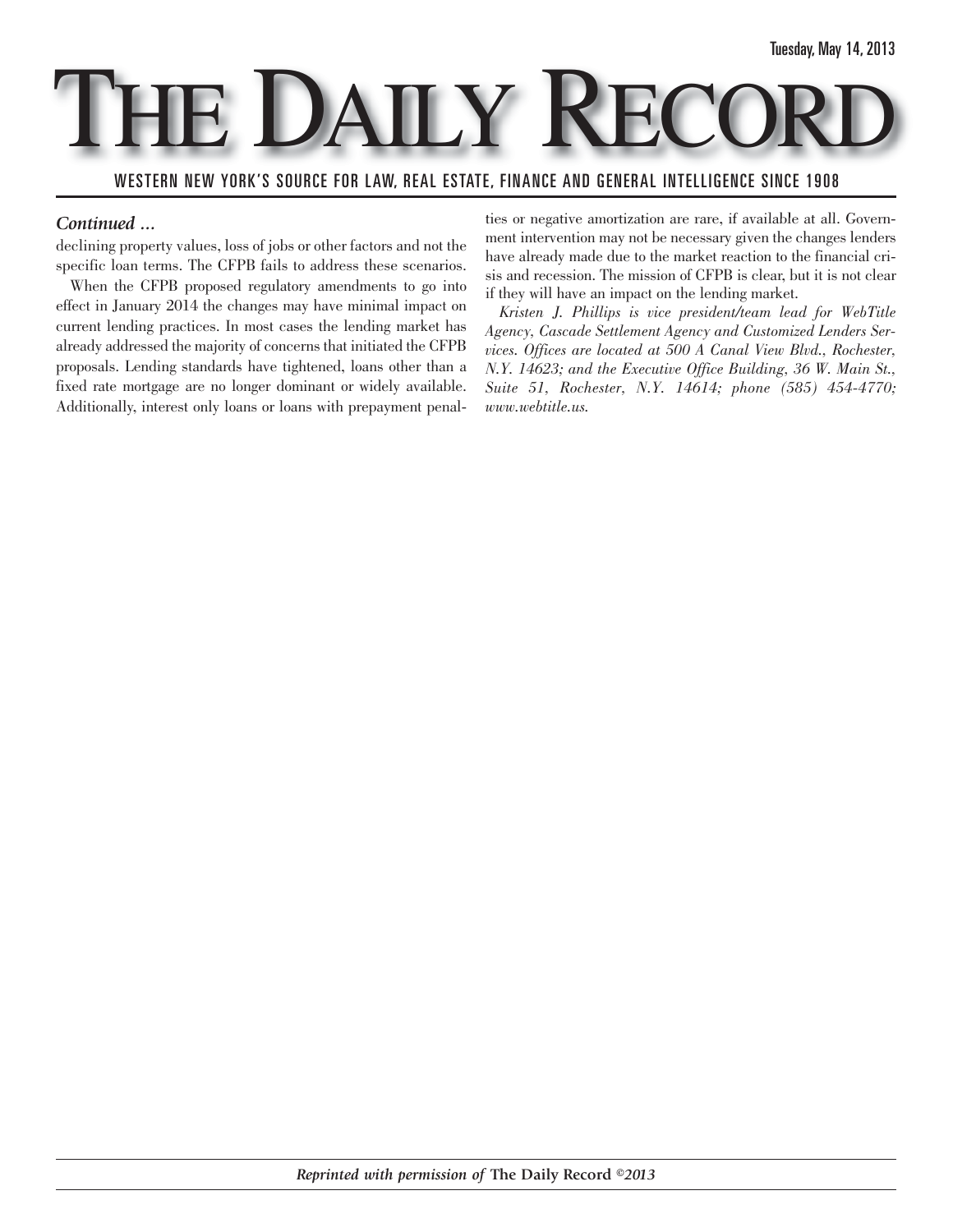*Continued ...*

declining property values, loss of jobs or other factors and not the specific loan terms. The CFPB fails to address these scenarios.

When the CFPB proposed regulatory amendments to go into effect in January 2014 the changes may have minimal impact on current lending practices. In most cases the lending market has already addressed the majority of concerns that initiated the CFPB proposals. Lending standards have tightened, loans other than a fixed rate mortgage are no longer dominant or widely available. Additionally, interest only loans or loans with prepayment penalties or negative amortization are rare, if available at all. Government intervention may not be necessary given the changes lenders have already made due to the market reaction to the financial crisis and recession. The mission of CFPB is clear, but it is not clear if they will have an impact on the lending market.

*Kristen J. Phillips is vice president/team lead for WebTitle Agency, Cascade Settlement Agency and Customized Lenders Services. Offices are located at 500 A Canal View Blvd., Rochester, N.Y. 14623; and the Executive Office Building, 36 W. Main St., Suite 51, Rochester, N.Y. 14614; phone (585) 454-4770; www.webtitle.us.*

*Reprinted with permission of* **The Daily Record** *©2013*